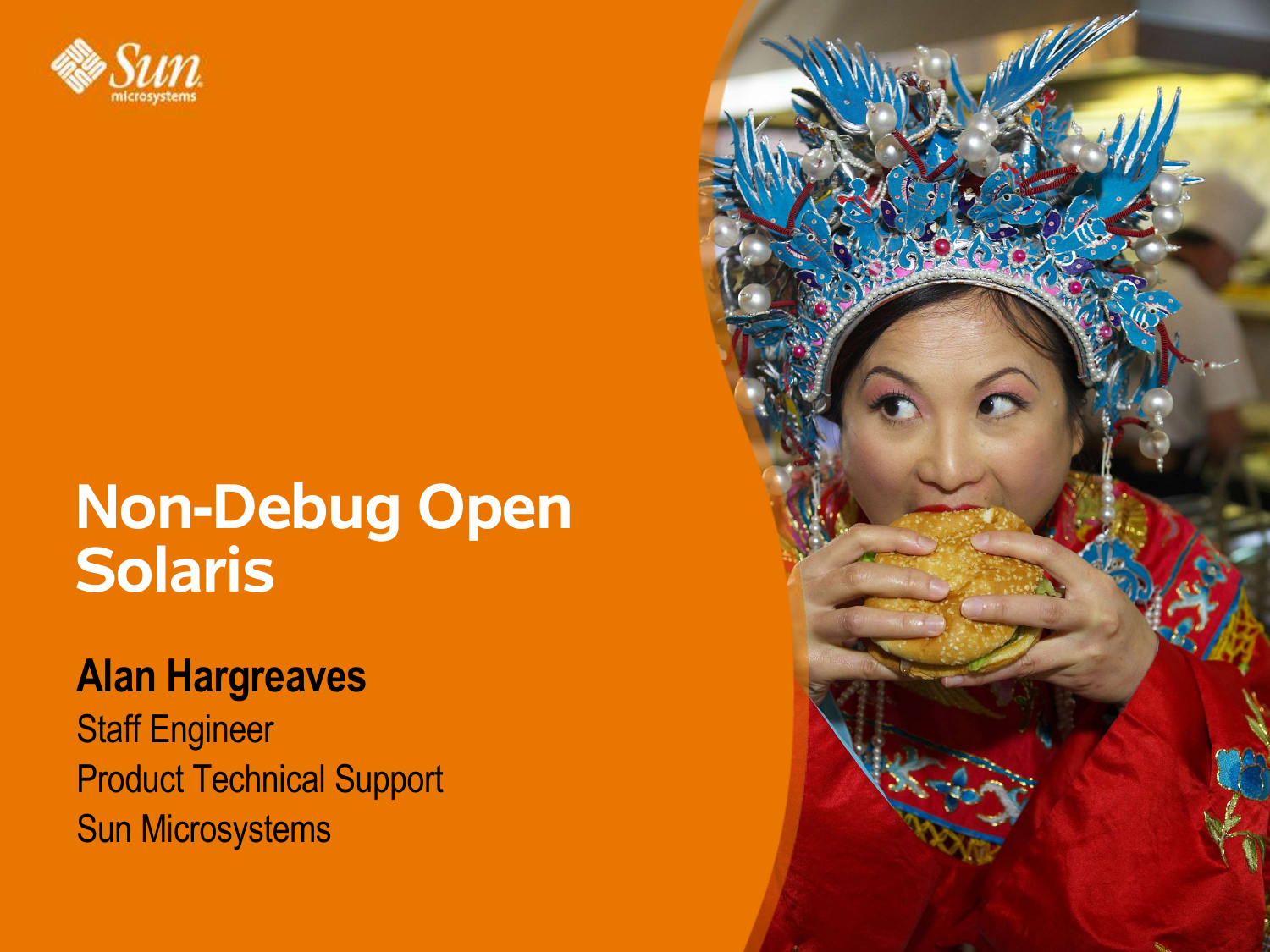# Non-Debug Open Solaris

**Alan Hargreaves**

Staff Engineer

Product Technical Support

Sun Microsystems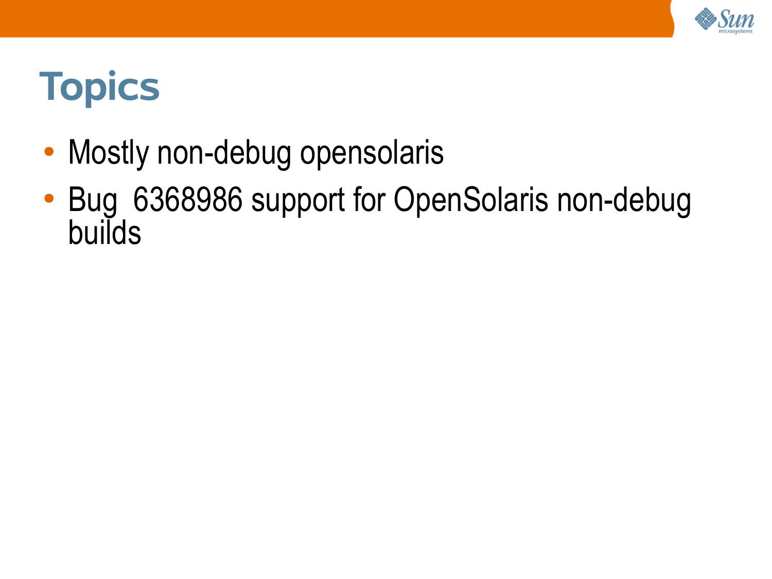# Topics

- Mostly non-debug opensolaris
- Bug 6368986 support for OpenSolaris non-debug builds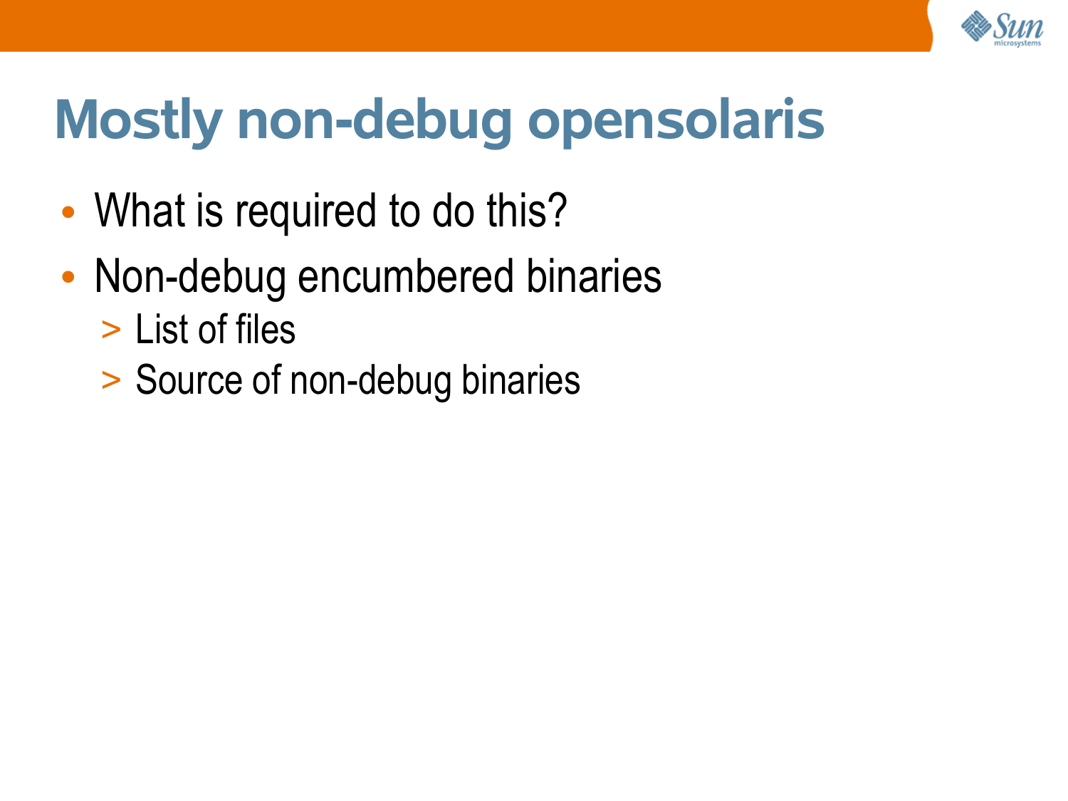# Mostly non-debug opensolaris

- What is required to do this?
- Non-debug encumbered binaries
  - List of files
  - Source of non-debug binaries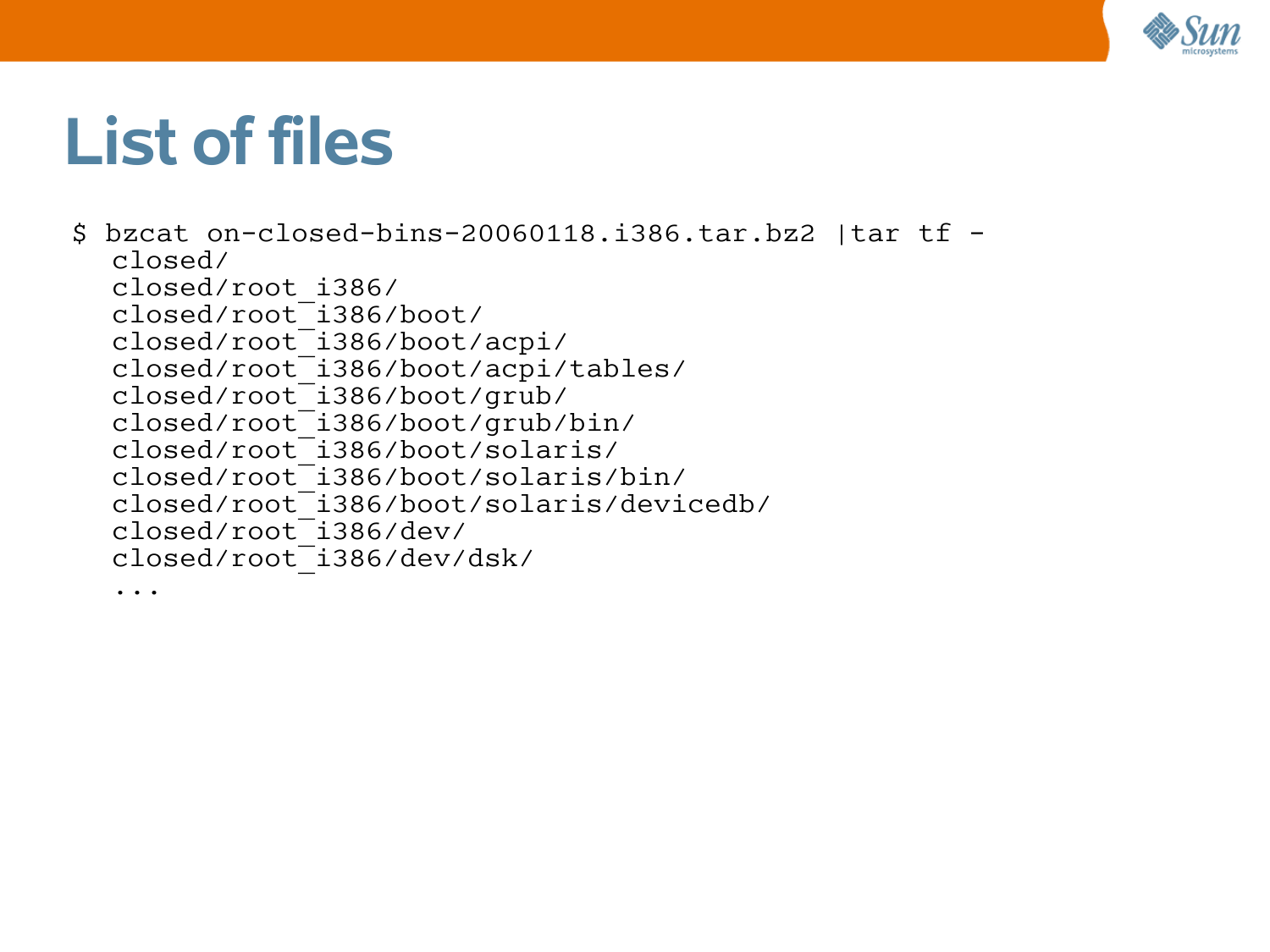# List of files

```
$ bzcat on-closed-bins-20060118.i386.tar.bz2 |tar tf -
  closed/
  closed/root_i386/
  closed/root_i386/boot/
  closed/root_i386/boot/acpi/
  closed/root_i386/boot/acpi/tables/
  closed/root_i386/boot/grub/
  closed/root_i386/boot/grub/bin/
  closed/root_i386/boot/solaris/
  closed/root_i386/boot/solaris/bin/
  closed/root_i386/boot/solaris/devicedb/
  closed/root_i386/dev/
  closed/root_i386/dev/dsk/
  ...
```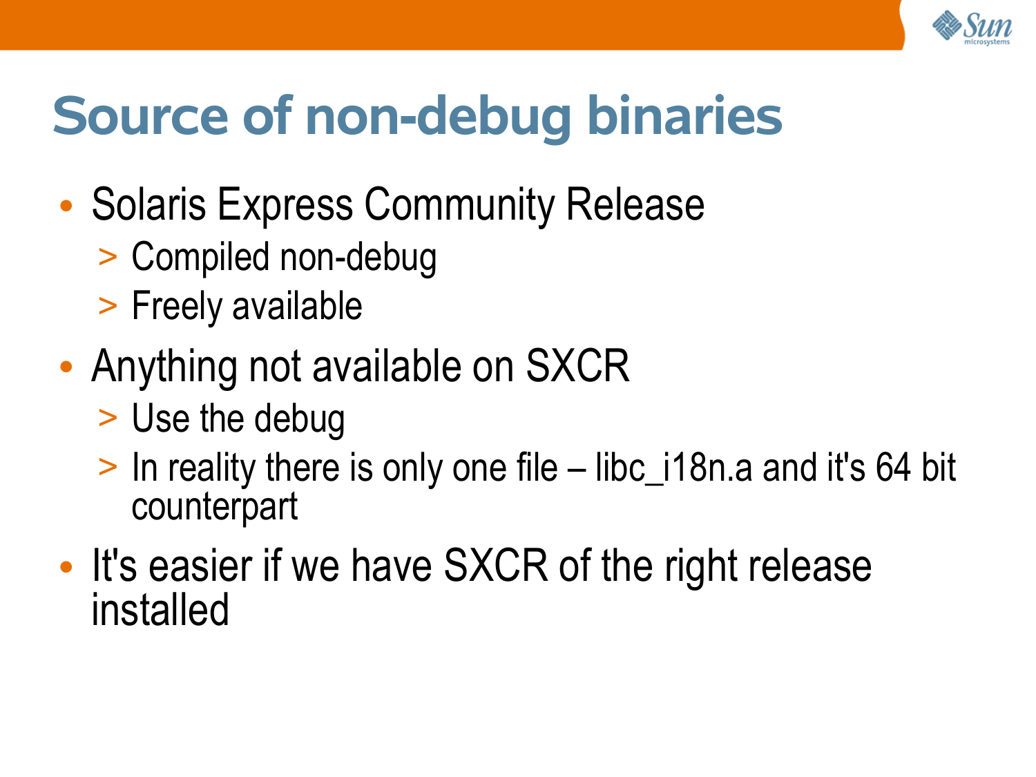# Source of non-debug binaries

- Solaris Express Community Release
  - Compiled non-debug
  - Freely available
- Anything not available on SXCR
  - Use the debug
  - In reality there is only one file – libc_i18n.a and it's 64 bit counterpart
- It's easier if we have SXCR of the right release installed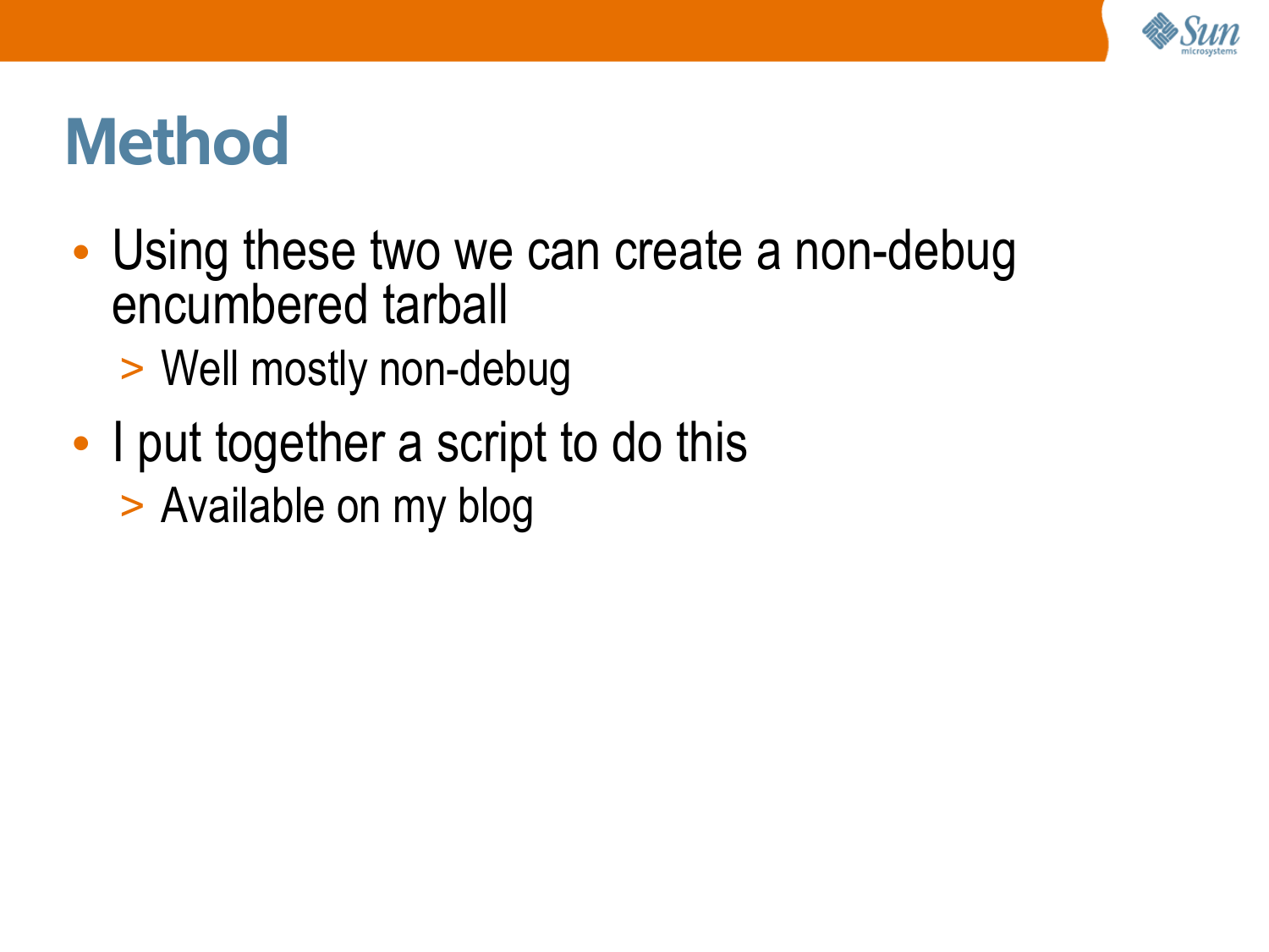# Method

- Using these two we can create a non-debug encumbered tarball
  - Well mostly non-debug
- I put together a script to do this
  - Available on my blog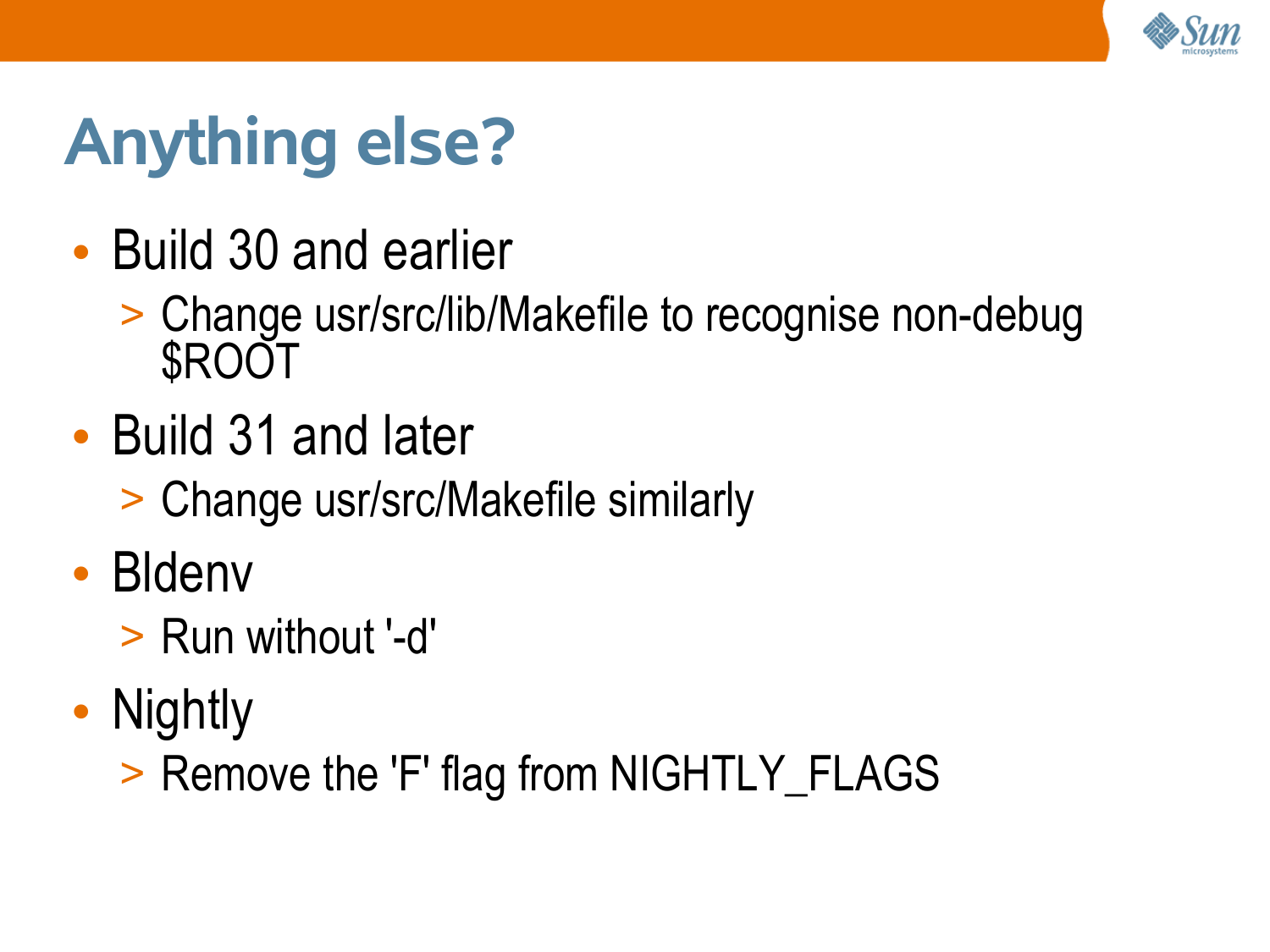# Anything else?

- Build 30 and earlier
  - Change usr/src/lib/Makefile to recognise non-debug $ROOT
- Build 31 and later
  - Change usr/src/Makefile similarly
- Bldenv
  - Run without '-d'
- Nightly
  - Remove the 'F' flag from NIGHTLY_FLAGS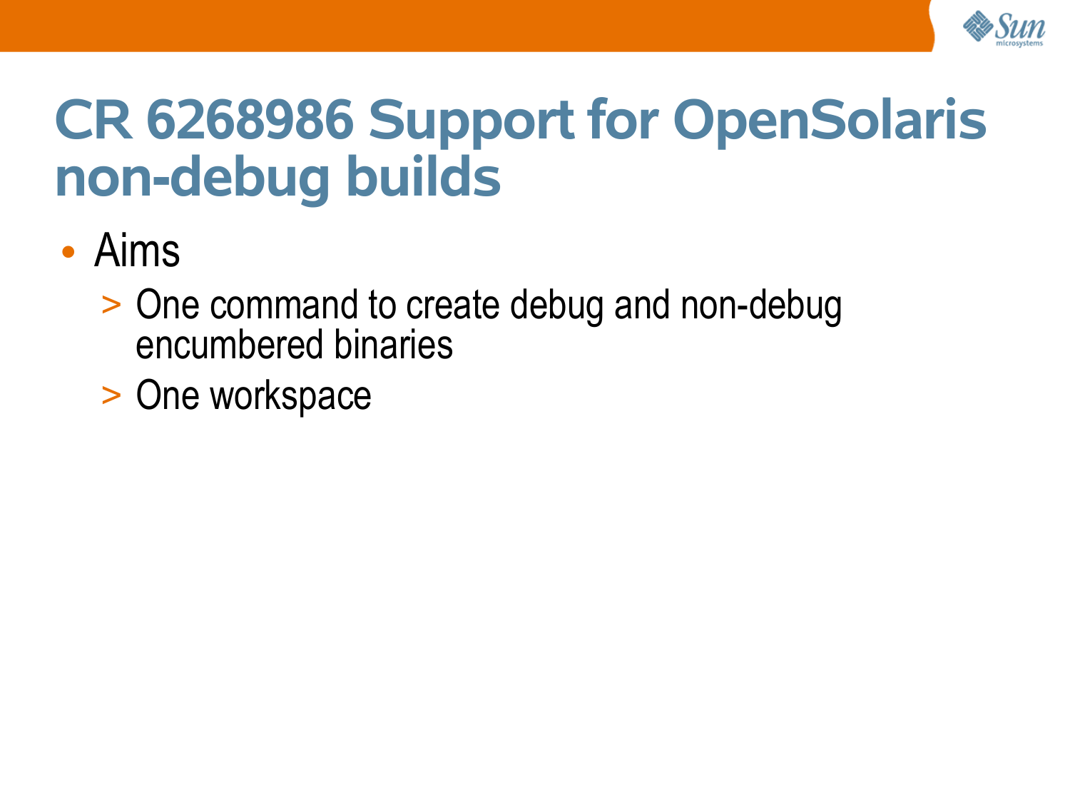# CR 6268986 Support for OpenSolaris non-debug builds

- Aims
  - One command to create debug and non-debug encumbered binaries
  - One workspace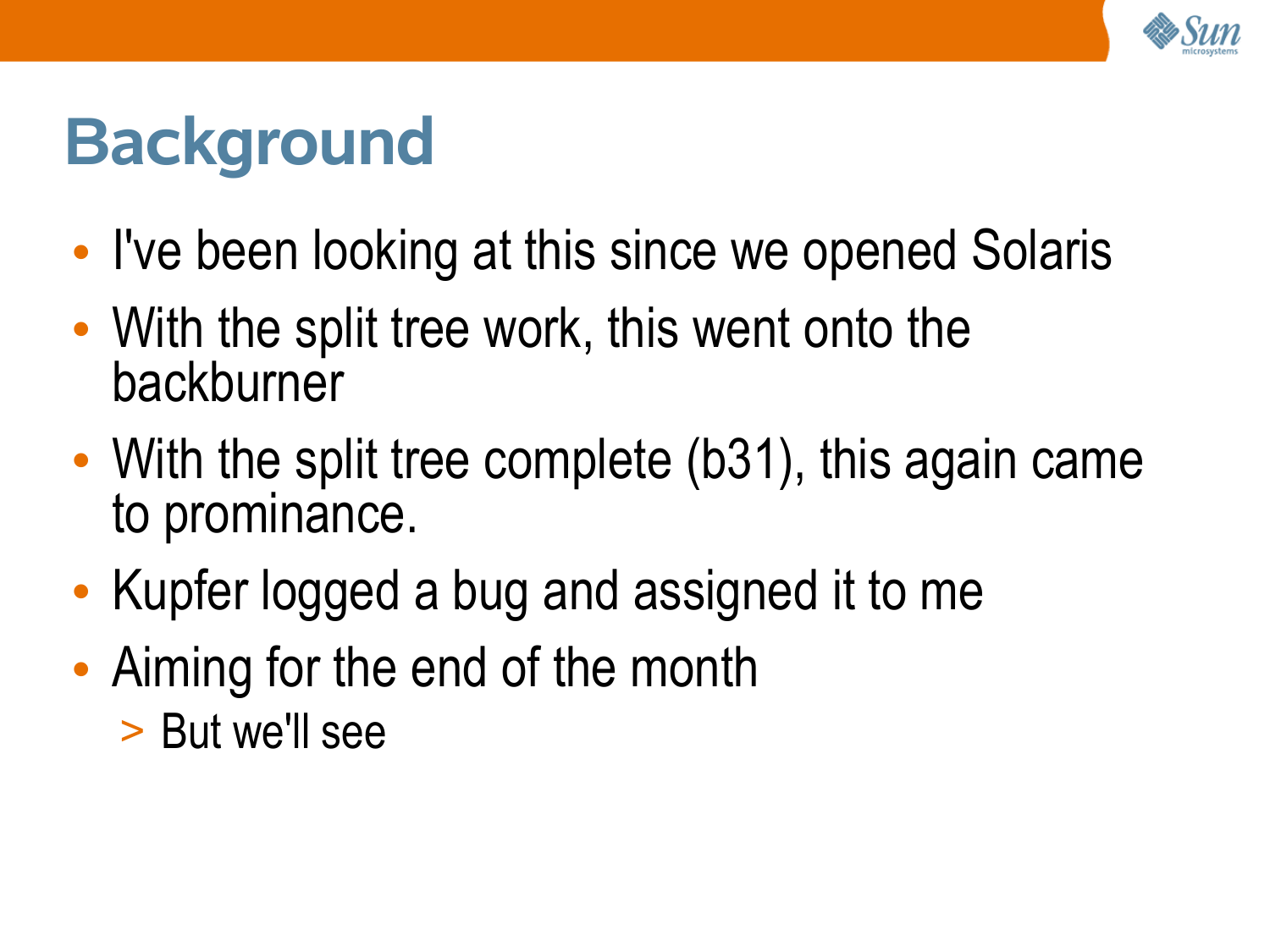# Background

- I've been looking at this since we opened Solaris
- With the split tree work, this went onto the backburner
- With the split tree complete (b31), this again came to prominance.
- Kupfer logged a bug and assigned it to me
- Aiming for the end of the month
  - But we'll see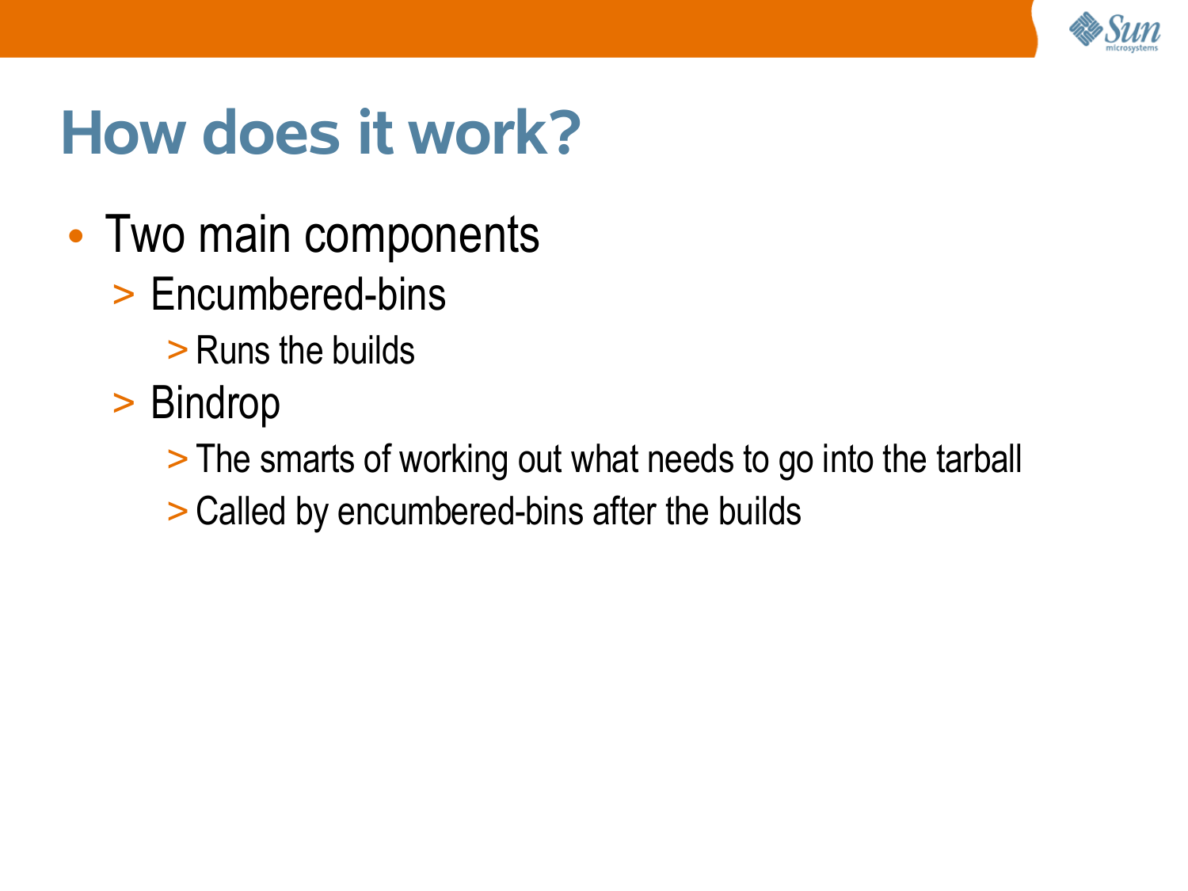# How does it work?

- Two main components
  - Encumbered-bins
    - Runs the builds
  - Bindrop
    - The smarts of working out what needs to go into the tarball
    - Called by encumbered-bins after the builds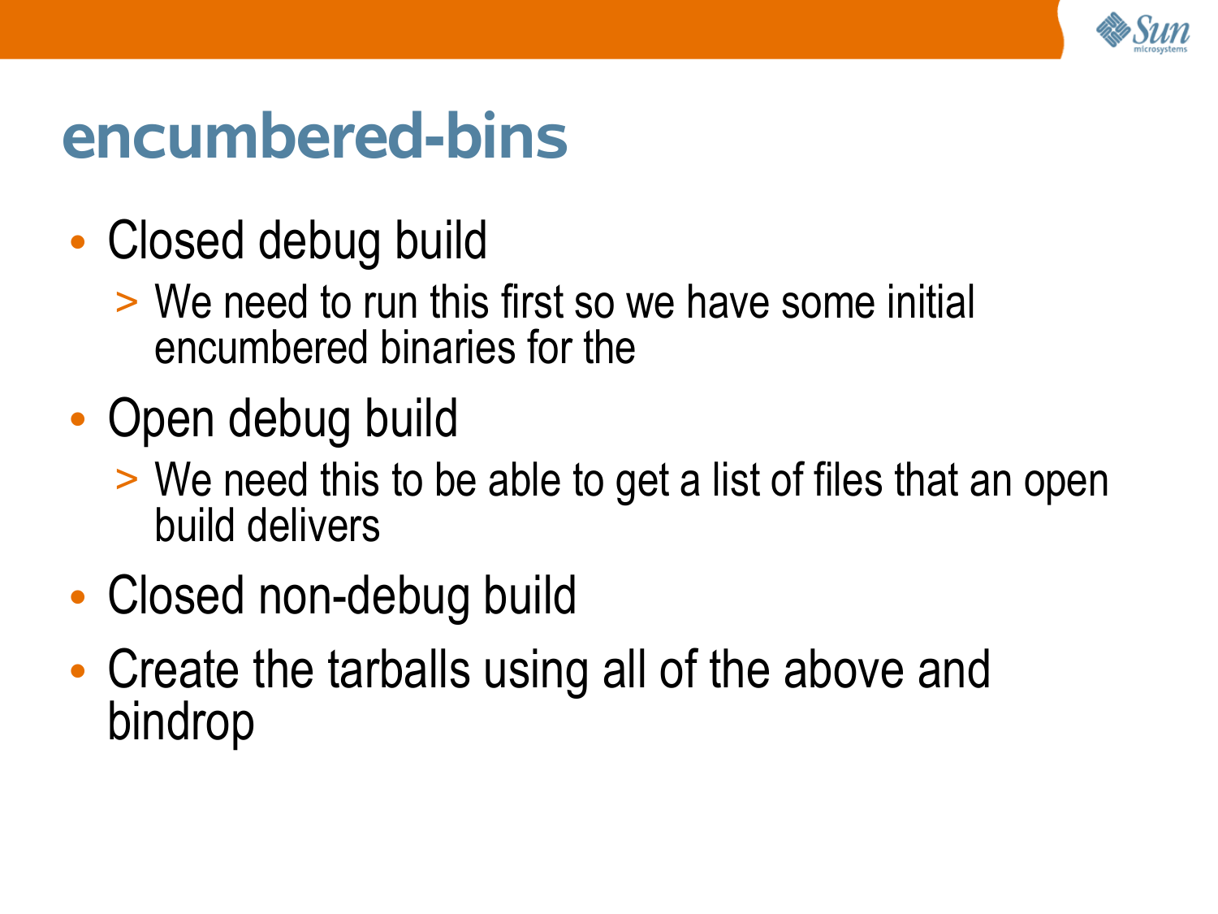# encumbered-bins

- Closed debug build
  - We need to run this first so we have some initial encumbered binaries for the
- Open debug build
  - We need this to be able to get a list of files that an open build delivers
- Closed non-debug build
- Create the tarballs using all of the above and bindrop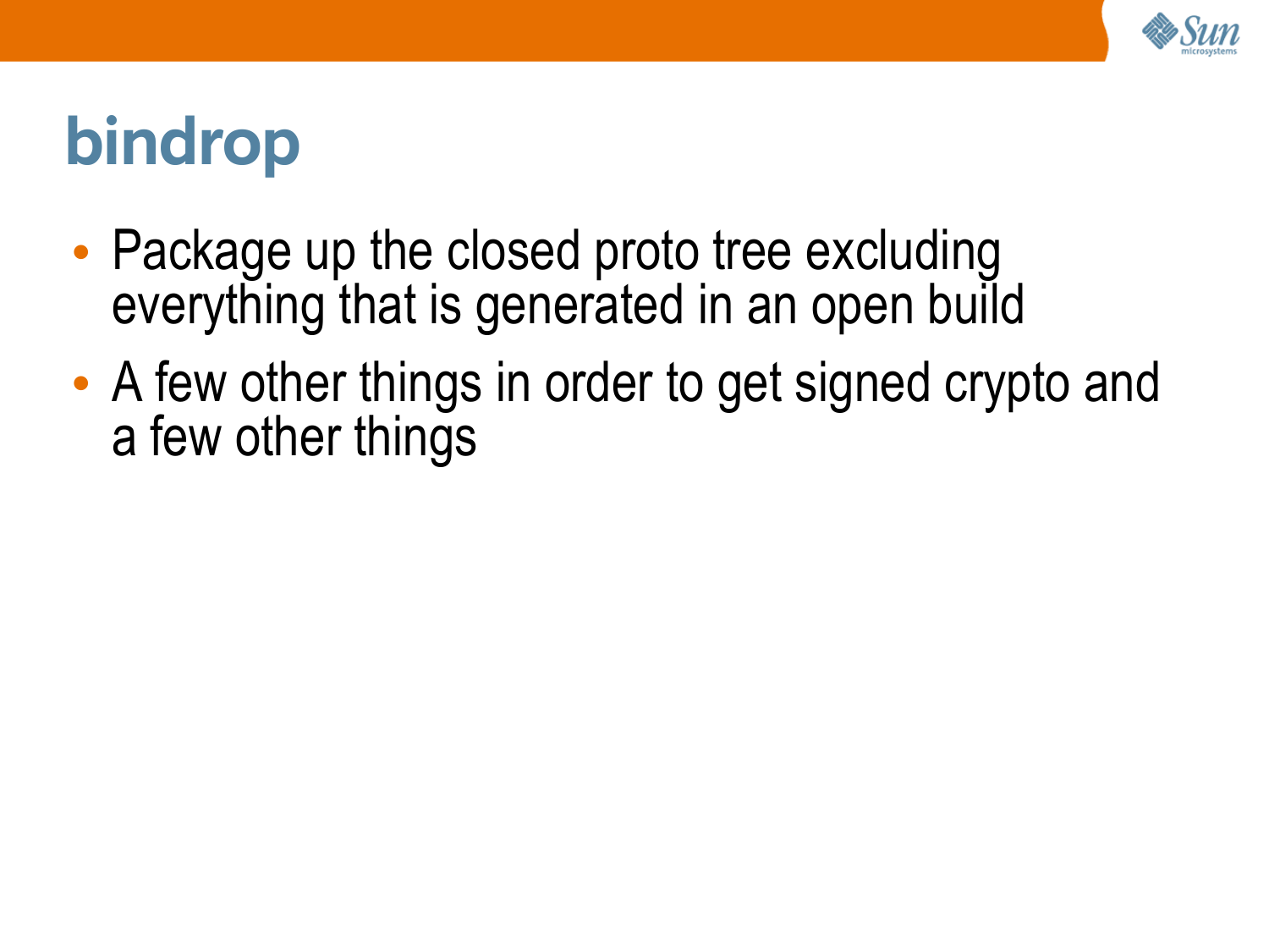# bindrop

- Package up the closed proto tree excluding everything that is generated in an open build
- A few other things in order to get signed crypto and a few other things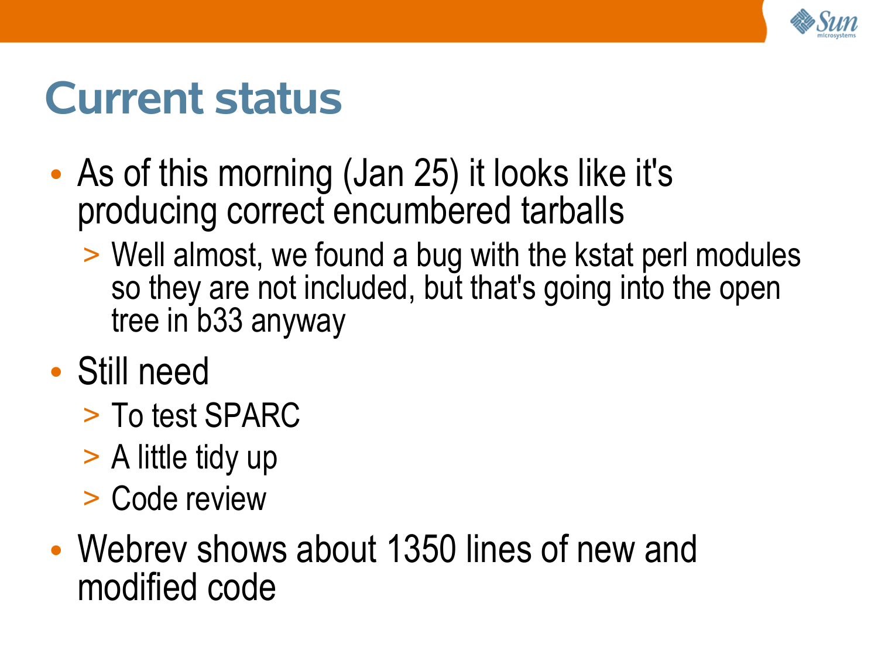# Current status

- As of this morning (Jan 25) it looks like it's producing correct encumbered tarballs
  - Well almost, we found a bug with the kstat perl modules so they are not included, but that's going into the open tree in b33 anyway
- Still need
  - To test SPARC
  - A little tidy up
  - Code review
- Webrev shows about 1350 lines of new and modified code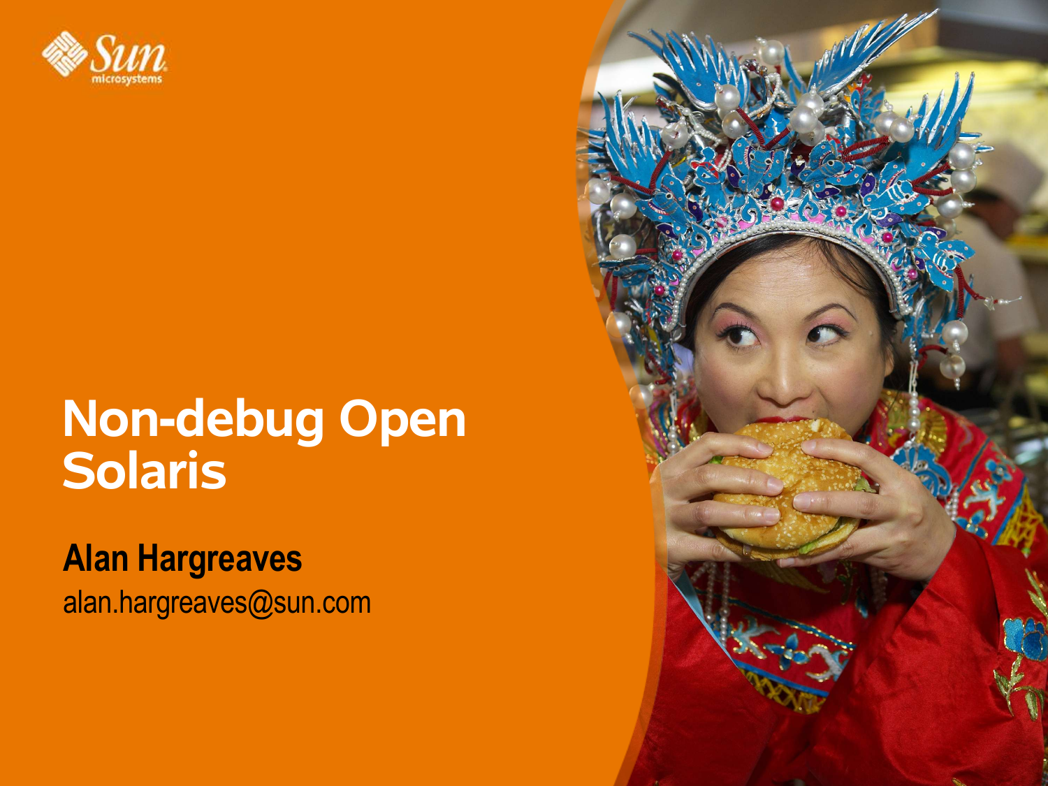# Non-debug Open Solaris

**Alan Hargreaves**

alan.hargreaves@sun.com